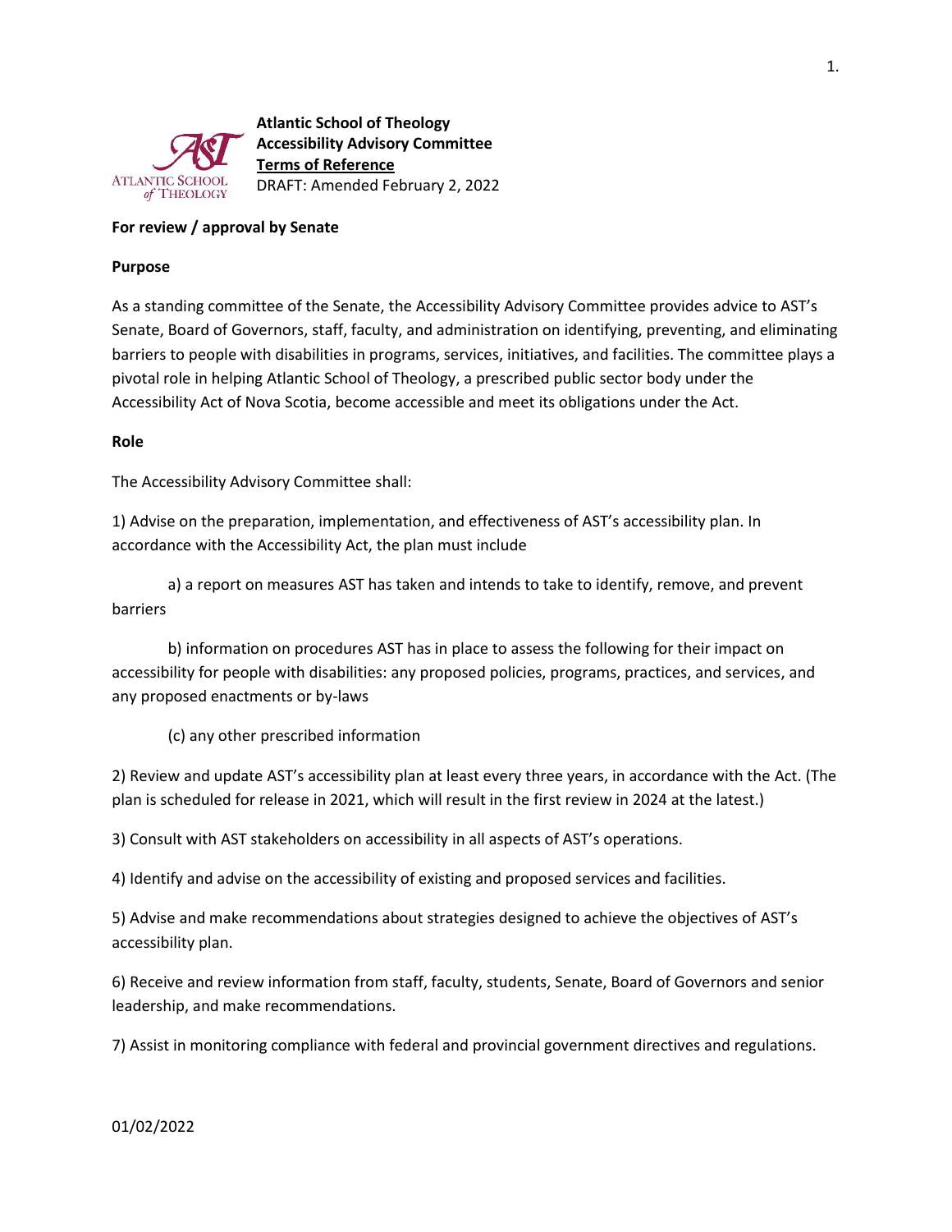**Atlantic School of Theology**
**Accessibility Advisory Committee**
**Terms of Reference**
DRAFT: Amended February 2, 2022

**For review / approval by Senate**

**Purpose**

As a standing committee of the Senate, the Accessibility Advisory Committee provides advice to AST's Senate, Board of Governors, staff, faculty, and administration on identifying, preventing, and eliminating barriers to people with disabilities in programs, services, initiatives, and facilities. The committee plays a pivotal role in helping Atlantic School of Theology, a prescribed public sector body under the Accessibility Act of Nova Scotia, become accessible and meet its obligations under the Act.

**Role**

The Accessibility Advisory Committee shall:

1) Advise on the preparation, implementation, and effectiveness of AST's accessibility plan. In accordance with the Accessibility Act, the plan must include

a) a report on measures AST has taken and intends to take to identify, remove, and prevent barriers

b) information on procedures AST has in place to assess the following for their impact on accessibility for people with disabilities: any proposed policies, programs, practices, and services, and any proposed enactments or by-laws

(c) any other prescribed information

2) Review and update AST's accessibility plan at least every three years, in accordance with the Act. (The plan is scheduled for release in 2021, which will result in the first review in 2024 at the latest.)

3) Consult with AST stakeholders on accessibility in all aspects of AST's operations.

4) Identify and advise on the accessibility of existing and proposed services and facilities.

5) Advise and make recommendations about strategies designed to achieve the objectives of AST's accessibility plan.

6) Receive and review information from staff, faculty, students, Senate, Board of Governors and senior leadership, and make recommendations.

7) Assist in monitoring compliance with federal and provincial government directives and regulations.

01/02/2022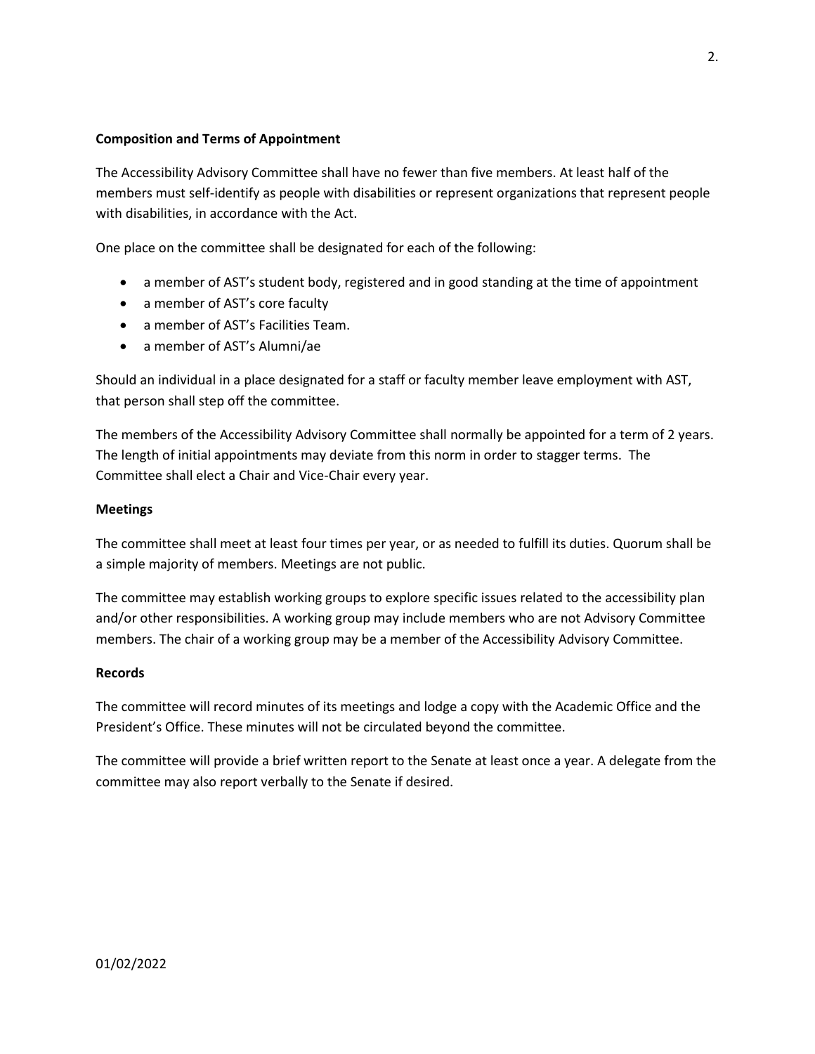**Composition and Terms of Appointment**

The Accessibility Advisory Committee shall have no fewer than five members. At least half of the members must self-identify as people with disabilities or represent organizations that represent people with disabilities, in accordance with the Act.

One place on the committee shall be designated for each of the following:

- a member of AST's student body, registered and in good standing at the time of appointment
- a member of AST's core faculty
- a member of AST's Facilities Team.
- a member of AST's Alumni/ae

Should an individual in a place designated for a staff or faculty member leave employment with AST, that person shall step off the committee.

The members of the Accessibility Advisory Committee shall normally be appointed for a term of 2 years. The length of initial appointments may deviate from this norm in order to stagger terms. The Committee shall elect a Chair and Vice-Chair every year.

**Meetings**

The committee shall meet at least four times per year, or as needed to fulfill its duties. Quorum shall be a simple majority of members. Meetings are not public.

The committee may establish working groups to explore specific issues related to the accessibility plan and/or other responsibilities. A working group may include members who are not Advisory Committee members. The chair of a working group may be a member of the Accessibility Advisory Committee.

**Records**

The committee will record minutes of its meetings and lodge a copy with the Academic Office and the President's Office. These minutes will not be circulated beyond the committee.

The committee will provide a brief written report to the Senate at least once a year. A delegate from the committee may also report verbally to the Senate if desired.

01/02/2022